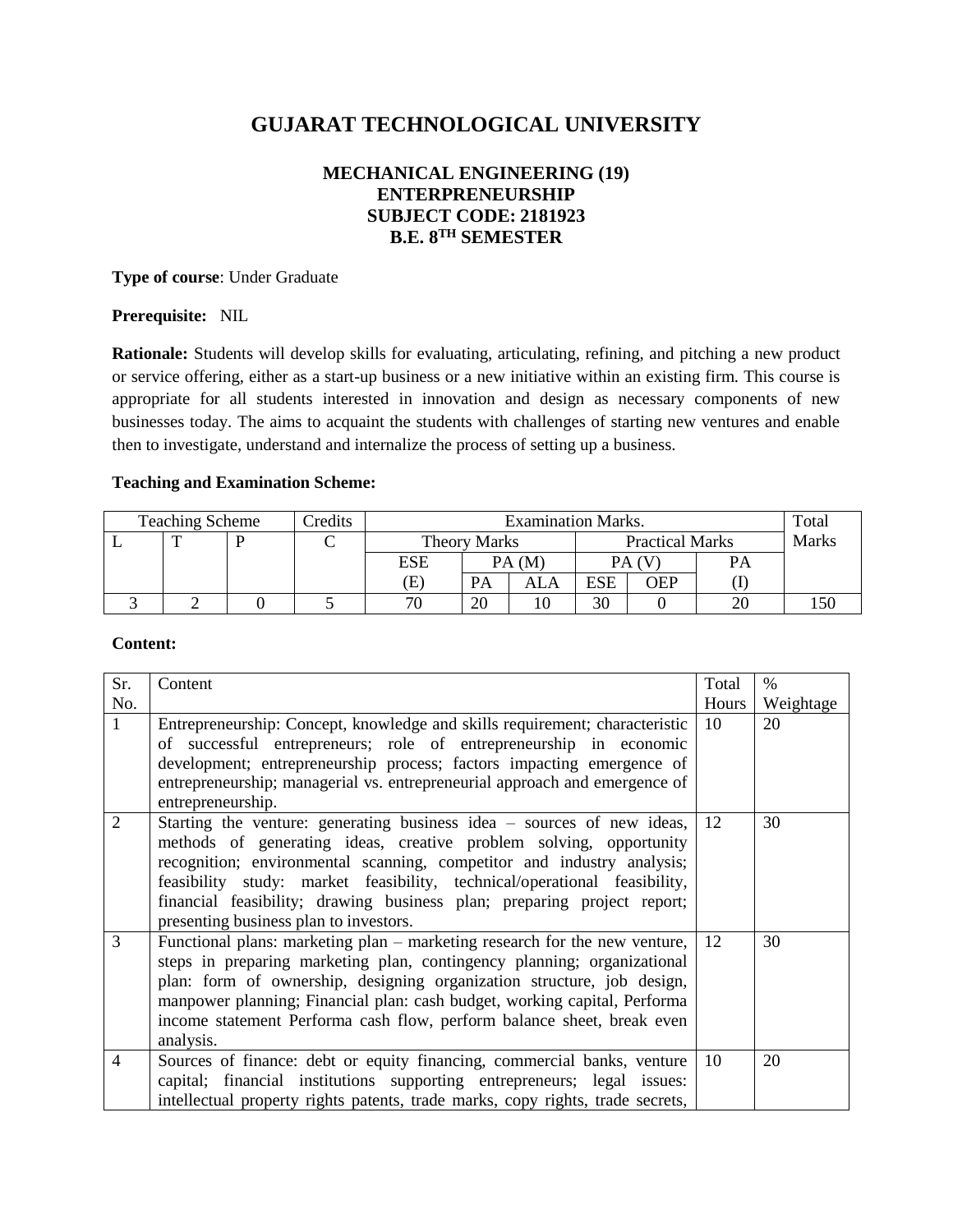# GUJARAT TECHNOLOGICAL UNIVERSITY

## MECHANICAL ENGINEERING (19)
## ENTERPRENEURSHIP
## SUBJECT CODE: 2181923
## B.E. 8TH SEMESTER

**Type of course**: Under Graduate

**Prerequisite:** NIL

**Rationale:** Students will develop skills for evaluating, articulating, refining, and pitching a new product or service offering, either as a start-up business or a new initiative within an existing firm. This course is appropriate for all students interested in innovation and design as necessary components of new businesses today. The aims to acquaint the students with challenges of starting new ventures and enable then to investigate, understand and internalize the process of setting up a business.

**Teaching and Examination Scheme:**

| Teaching Scheme | | | Credits | Examination Marks. | | | | | | Total Marks |
|---|---|---|---|---|---|---|---|---|---|---|
| L | T | P | C | Theory Marks | | | Practical Marks | | | |
| | | | | ESE | PA (M) | | PA (V) | | PA | |
| | | | | (E) | PA | ALA | ESE | OEP | (I) | |
| 3 | 2 | 0 | 5 | 70 | 20 | 10 | 30 | 0 | 20 | 150 |

**Content:**

| Sr. No. | Content | Total Hours | % Weightage |
|---|---|---|---|
| 1 | Entrepreneurship: Concept, knowledge and skills requirement; characteristic of successful entrepreneurs; role of entrepreneurship in economic development; entrepreneurship process; factors impacting emergence of entrepreneurship; managerial vs. entrepreneurial approach and emergence of entrepreneurship. | 10 | 20 |
| 2 | Starting the venture: generating business idea – sources of new ideas, methods of generating ideas, creative problem solving, opportunity recognition; environmental scanning, competitor and industry analysis; feasibility study: market feasibility, technical/operational feasibility, financial feasibility; drawing business plan; preparing project report; presenting business plan to investors. | 12 | 30 |
| 3 | Functional plans: marketing plan – marketing research for the new venture, steps in preparing marketing plan, contingency planning; organizational plan: form of ownership, designing organization structure, job design, manpower planning; Financial plan: cash budget, working capital, Performa income statement Performa cash flow, perform balance sheet, break even analysis. | 12 | 30 |
| 4 | Sources of finance: debt or equity financing, commercial banks, venture capital; financial institutions supporting entrepreneurs; legal issues: intellectual property rights patents, trade marks, copy rights, trade secrets, | 10 | 20 |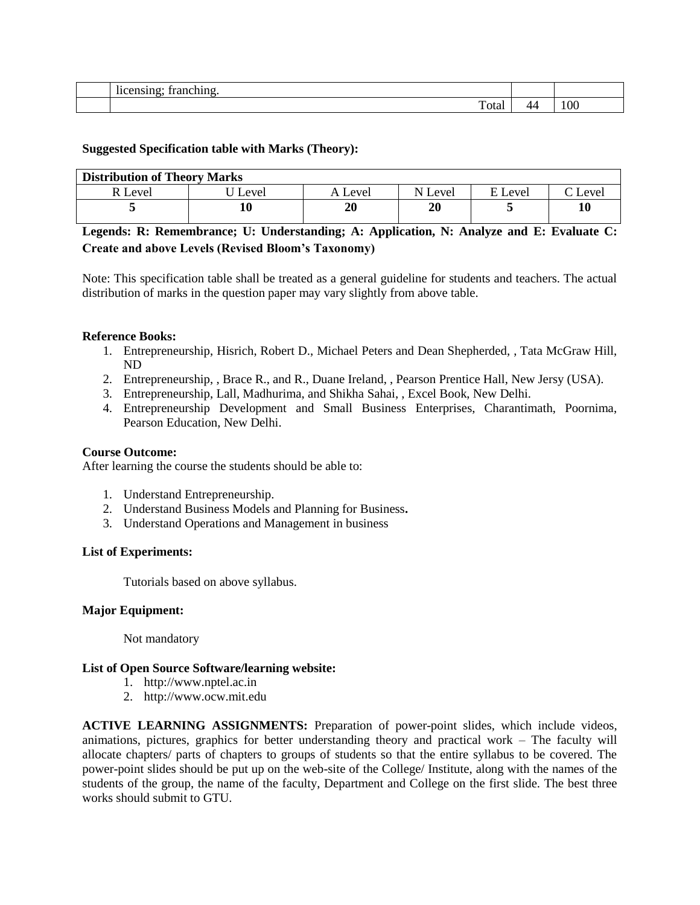| | | | |
|---|---|---|---|
| | licensing; franching. | | |
| | Total | 44 | 100 |

**Suggested Specification table with Marks (Theory):**

| Distribution of Theory Marks | | | | | |
|---|---|---|---|---|---|
| R Level | U Level | A Level | N Level | E Level | C Level |
| **5** | **10** | **20** | **20** | **5** | **10** |

**Legends: R: Remembrance; U: Understanding; A: Application, N: Analyze and E: Evaluate C: Create and above Levels (Revised Bloom's Taxonomy)**

Note: This specification table shall be treated as a general guideline for students and teachers. The actual distribution of marks in the question paper may vary slightly from above table.

**Reference Books:**

1. Entrepreneurship, Hisrich, Robert D., Michael Peters and Dean Shepherded, , Tata McGraw Hill, ND
2. Entrepreneurship, , Brace R., and R., Duane Ireland, , Pearson Prentice Hall, New Jersy (USA).
3. Entrepreneurship, Lall, Madhurima, and Shikha Sahai, , Excel Book, New Delhi.
4. Entrepreneurship Development and Small Business Enterprises, Charantimath, Poornima, Pearson Education, New Delhi.

**Course Outcome:**

After learning the course the students should be able to:

1. Understand Entrepreneurship.
2. Understand Business Models and Planning for Business**.**
3. Understand Operations and Management in business

**List of Experiments:**

Tutorials based on above syllabus.

**Major Equipment:**

Not mandatory

**List of Open Source Software/learning website:**

1. http://www.nptel.ac.in
2. http://www.ocw.mit.edu

**ACTIVE LEARNING ASSIGNMENTS:** Preparation of power-point slides, which include videos, animations, pictures, graphics for better understanding theory and practical work – The faculty will allocate chapters/ parts of chapters to groups of students so that the entire syllabus to be covered. The power-point slides should be put up on the web-site of the College/ Institute, along with the names of the students of the group, the name of the faculty, Department and College on the first slide. The best three works should submit to GTU.